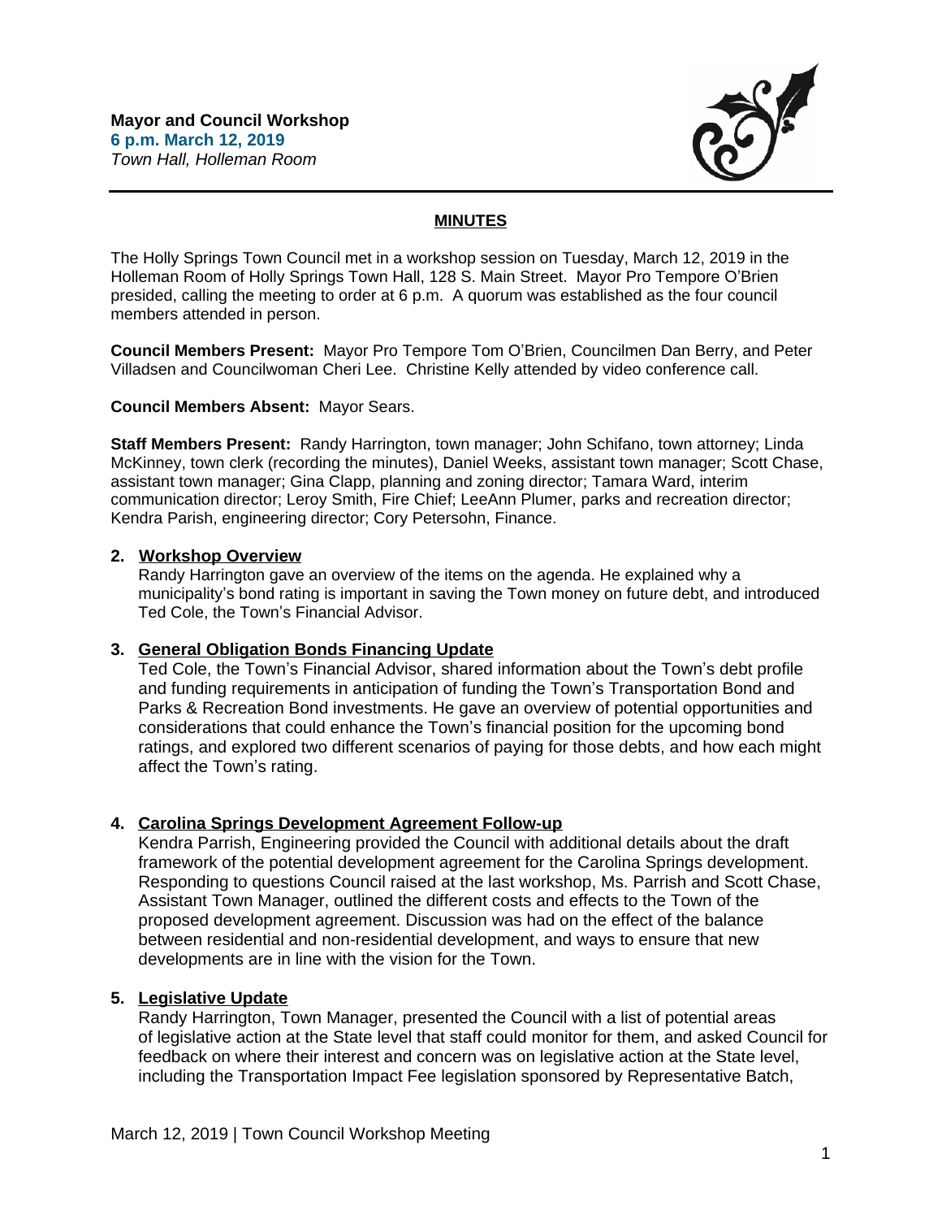**Mayor and Council Workshop**
**6 p.m. March 12, 2019**
*Town Hall, Holleman Room*

## MINUTES

The Holly Springs Town Council met in a workshop session on Tuesday, March 12, 2019 in the Holleman Room of Holly Springs Town Hall, 128 S. Main Street. Mayor Pro Tempore O'Brien presided, calling the meeting to order at 6 p.m. A quorum was established as the four council members attended in person.

**Council Members Present:** Mayor Pro Tempore Tom O'Brien, Councilmen Dan Berry, and Peter Villadsen and Councilwoman Cheri Lee. Christine Kelly attended by video conference call.

**Council Members Absent:** Mayor Sears.

**Staff Members Present:** Randy Harrington, town manager; John Schifano, town attorney; Linda McKinney, town clerk (recording the minutes), Daniel Weeks, assistant town manager; Scott Chase, assistant town manager; Gina Clapp, planning and zoning director; Tamara Ward, interim communication director; Leroy Smith, Fire Chief; LeeAnn Plumer, parks and recreation director; Kendra Parish, engineering director; Cory Petersohn, Finance.

**2. Workshop Overview**

Randy Harrington gave an overview of the items on the agenda. He explained why a municipality's bond rating is important in saving the Town money on future debt, and introduced Ted Cole, the Town's Financial Advisor.

**3. General Obligation Bonds Financing Update**

Ted Cole, the Town's Financial Advisor, shared information about the Town's debt profile and funding requirements in anticipation of funding the Town's Transportation Bond and Parks & Recreation Bond investments. He gave an overview of potential opportunities and considerations that could enhance the Town's financial position for the upcoming bond ratings, and explored two different scenarios of paying for those debts, and how each might affect the Town's rating.

**4. Carolina Springs Development Agreement Follow-up**

Kendra Parrish, Engineering provided the Council with additional details about the draft framework of the potential development agreement for the Carolina Springs development. Responding to questions Council raised at the last workshop, Ms. Parrish and Scott Chase, Assistant Town Manager, outlined the different costs and effects to the Town of the proposed development agreement. Discussion was had on the effect of the balance between residential and non-residential development, and ways to ensure that new developments are in line with the vision for the Town.

**5. Legislative Update**

Randy Harrington, Town Manager, presented the Council with a list of potential areas of legislative action at the State level that staff could monitor for them, and asked Council for feedback on where their interest and concern was on legislative action at the State level, including the Transportation Impact Fee legislation sponsored by Representative Batch,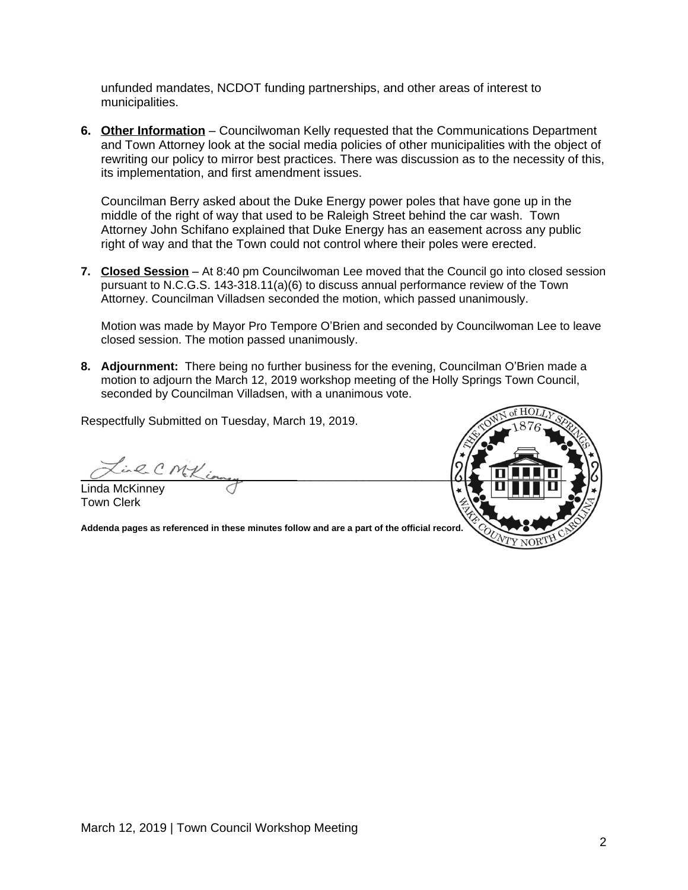unfunded mandates, NCDOT funding partnerships, and other areas of interest to municipalities.

6. **Other Information** – Councilwoman Kelly requested that the Communications Department and Town Attorney look at the social media policies of other municipalities with the object of rewriting our policy to mirror best practices. There was discussion as to the necessity of this, its implementation, and first amendment issues.

   Councilman Berry asked about the Duke Energy power poles that have gone up in the middle of the right of way that used to be Raleigh Street behind the car wash. Town Attorney John Schifano explained that Duke Energy has an easement across any public right of way and that the Town could not control where their poles were erected.

7. **Closed Session** – At 8:40 pm Councilwoman Lee moved that the Council go into closed session pursuant to N.C.G.S. 143-318.11(a)(6) to discuss annual performance review of the Town Attorney. Councilman Villadsen seconded the motion, which passed unanimously.

   Motion was made by Mayor Pro Tempore O'Brien and seconded by Councilwoman Lee to leave closed session. The motion passed unanimously.

8. **Adjournment:** There being no further business for the evening, Councilman O'Brien made a motion to adjourn the March 12, 2019 workshop meeting of the Holly Springs Town Council, seconded by Councilman Villadsen, with a unanimous vote.

Respectfully Submitted on Tuesday, March 19, 2019.

Linda McKinney
Town Clerk

**Addenda pages as referenced in these minutes follow and are a part of the official record.**

March 12, 2019 | Town Council Workshop Meeting